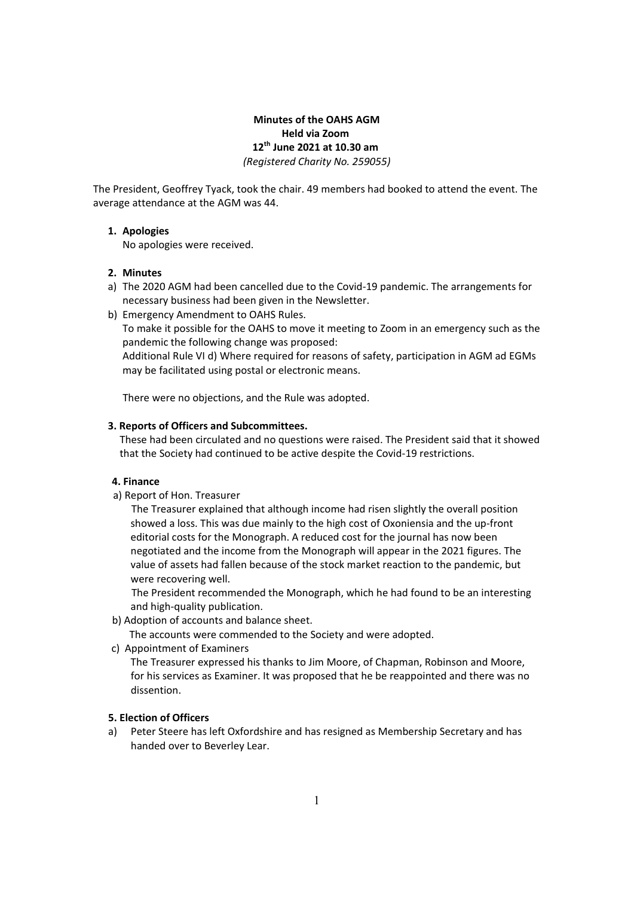**Minutes of the OAHS AGM**
**Held via Zoom**
**12th June 2021 at 10.30 am**
*(Registered Charity No. 259055)*

The President, Geoffrey Tyack, took the chair. 49 members had booked to attend the event. The average attendance at the AGM was 44.

**1. Apologies**

No apologies were received.

**2. Minutes**

a) The 2020 AGM had been cancelled due to the Covid-19 pandemic. The arrangements for necessary business had been given in the Newsletter.

b) Emergency Amendment to OAHS Rules.
To make it possible for the OAHS to move it meeting to Zoom in an emergency such as the pandemic the following change was proposed:
Additional Rule VI d) Where required for reasons of safety, participation in AGM ad EGMs may be facilitated using postal or electronic means.

There were no objections, and the Rule was adopted.

**3. Reports of Officers and Subcommittees.**

These had been circulated and no questions were raised. The President said that it showed that the Society had continued to be active despite the Covid-19 restrictions.

**4. Finance**

a) Report of Hon. Treasurer

The Treasurer explained that although income had risen slightly the overall position showed a loss. This was due mainly to the high cost of Oxoniensia and the up-front editorial costs for the Monograph. A reduced cost for the journal has now been negotiated and the income from the Monograph will appear in the 2021 figures. The value of assets had fallen because of the stock market reaction to the pandemic, but were recovering well.

The President recommended the Monograph, which he had found to be an interesting and high-quality publication.

b) Adoption of accounts and balance sheet.

The accounts were commended to the Society and were adopted.

c) Appointment of Examiners

The Treasurer expressed his thanks to Jim Moore, of Chapman, Robinson and Moore, for his services as Examiner. It was proposed that he be reappointed and there was no dissention.

**5. Election of Officers**

a) Peter Steere has left Oxfordshire and has resigned as Membership Secretary and has handed over to Beverley Lear.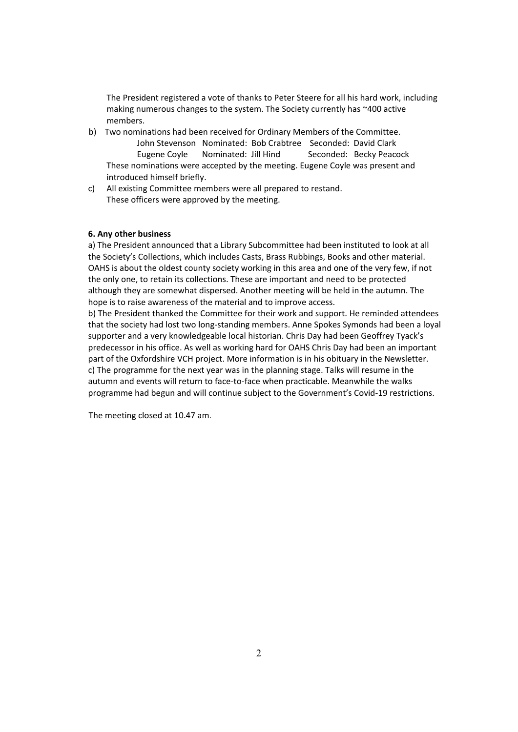The President registered a vote of thanks to Peter Steere for all his hard work, including making numerous changes to the system. The Society currently has ~400 active members.

b) Two nominations had been received for Ordinary Members of the Committee.

John Stevenson Nominated: Bob Crabtree Seconded: David Clark
Eugene Coyle Nominated: Jill Hind Seconded: Becky Peacock

These nominations were accepted by the meeting. Eugene Coyle was present and introduced himself briefly.

c) All existing Committee members were all prepared to restand.
These officers were approved by the meeting.

**6. Any other business**

a) The President announced that a Library Subcommittee had been instituted to look at all the Society's Collections, which includes Casts, Brass Rubbings, Books and other material. OAHS is about the oldest county society working in this area and one of the very few, if not the only one, to retain its collections. These are important and need to be protected although they are somewhat dispersed. Another meeting will be held in the autumn. The hope is to raise awareness of the material and to improve access.
b) The President thanked the Committee for their work and support. He reminded attendees that the society had lost two long-standing members. Anne Spokes Symonds had been a loyal supporter and a very knowledgeable local historian. Chris Day had been Geoffrey Tyack's predecessor in his office. As well as working hard for OAHS Chris Day had been an important part of the Oxfordshire VCH project. More information is in his obituary in the Newsletter.
c) The programme for the next year was in the planning stage. Talks will resume in the autumn and events will return to face-to-face when practicable. Meanwhile the walks programme had begun and will continue subject to the Government's Covid-19 restrictions.

The meeting closed at 10.47 am.